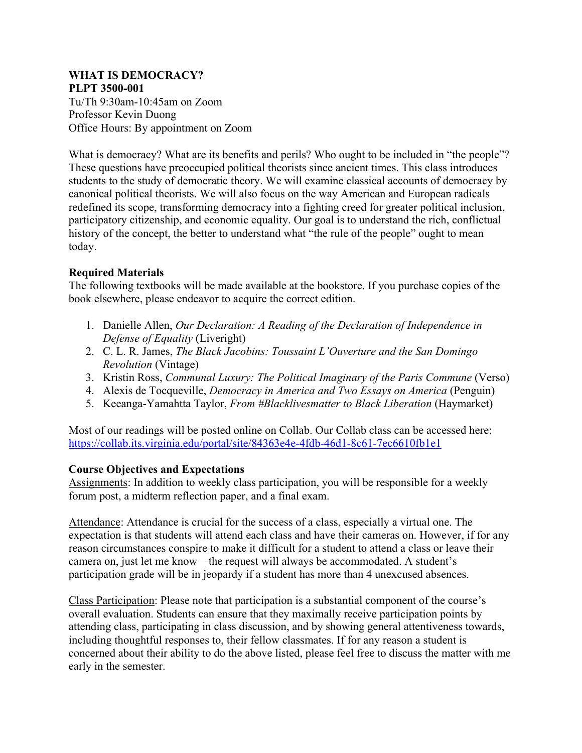**WHAT IS DEMOCRACY?**
**PLPT 3500-001**
Tu/Th 9:30am-10:45am on Zoom
Professor Kevin Duong
Office Hours: By appointment on Zoom

What is democracy? What are its benefits and perils? Who ought to be included in "the people"? These questions have preoccupied political theorists since ancient times. This class introduces students to the study of democratic theory. We will examine classical accounts of democracy by canonical political theorists. We will also focus on the way American and European radicals redefined its scope, transforming democracy into a fighting creed for greater political inclusion, participatory citizenship, and economic equality. Our goal is to understand the rich, conflictual history of the concept, the better to understand what "the rule of the people" ought to mean today.

**Required Materials**
The following textbooks will be made available at the bookstore. If you purchase copies of the book elsewhere, please endeavor to acquire the correct edition.

1. Danielle Allen, *Our Declaration: A Reading of the Declaration of Independence in Defense of Equality* (Liveright)
2. C. L. R. James, *The Black Jacobins: Toussaint L'Ouverture and the San Domingo Revolution* (Vintage)
3. Kristin Ross, *Communal Luxury: The Political Imaginary of the Paris Commune* (Verso)
4. Alexis de Tocqueville, *Democracy in America and Two Essays on America* (Penguin)
5. Keeanga-Yamahtta Taylor, *From #Blacklivesmatter to Black Liberation* (Haymarket)

Most of our readings will be posted online on Collab. Our Collab class can be accessed here: https://collab.its.virginia.edu/portal/site/84363e4e-4fdb-46d1-8c61-7ec6610fb1e1

**Course Objectives and Expectations**
Assignments: In addition to weekly class participation, you will be responsible for a weekly forum post, a midterm reflection paper, and a final exam.

Attendance: Attendance is crucial for the success of a class, especially a virtual one. The expectation is that students will attend each class and have their cameras on. However, if for any reason circumstances conspire to make it difficult for a student to attend a class or leave their camera on, just let me know – the request will always be accommodated. A student's participation grade will be in jeopardy if a student has more than 4 unexcused absences.

Class Participation: Please note that participation is a substantial component of the course's overall evaluation. Students can ensure that they maximally receive participation points by attending class, participating in class discussion, and by showing general attentiveness towards, including thoughtful responses to, their fellow classmates. If for any reason a student is concerned about their ability to do the above listed, please feel free to discuss the matter with me early in the semester.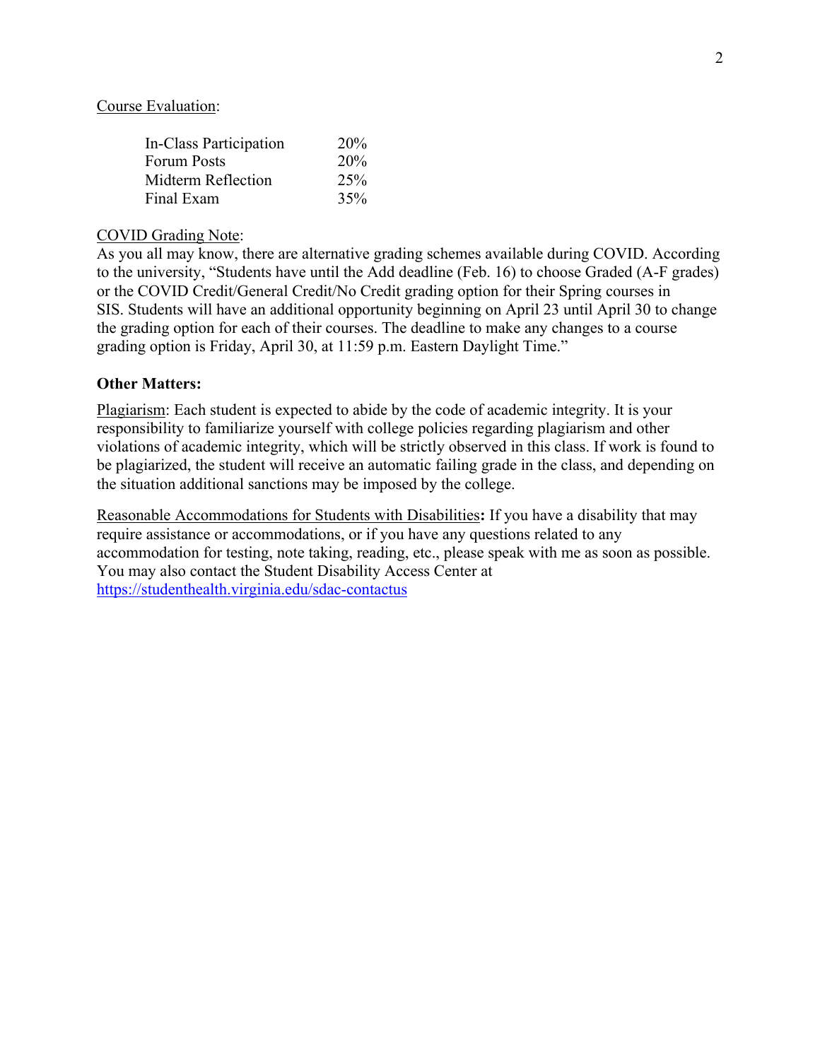Course Evaluation:

| | |
|---|---|
| In-Class Participation | 20% |
| Forum Posts | 20% |
| Midterm Reflection | 25% |
| Final Exam | 35% |

COVID Grading Note:
As you all may know, there are alternative grading schemes available during COVID. According to the university, "Students have until the Add deadline (Feb. 16) to choose Graded (A-F grades) or the COVID Credit/General Credit/No Credit grading option for their Spring courses in SIS. Students will have an additional opportunity beginning on April 23 until April 30 to change the grading option for each of their courses. The deadline to make any changes to a course grading option is Friday, April 30, at 11:59 p.m. Eastern Daylight Time."

**Other Matters:**

Plagiarism: Each student is expected to abide by the code of academic integrity. It is your responsibility to familiarize yourself with college policies regarding plagiarism and other violations of academic integrity, which will be strictly observed in this class. If work is found to be plagiarized, the student will receive an automatic failing grade in the class, and depending on the situation additional sanctions may be imposed by the college.

Reasonable Accommodations for Students with Disabilities**:** If you have a disability that may require assistance or accommodations, or if you have any questions related to any accommodation for testing, note taking, reading, etc., please speak with me as soon as possible. You may also contact the Student Disability Access Center at https://studenthealth.virginia.edu/sdac-contactus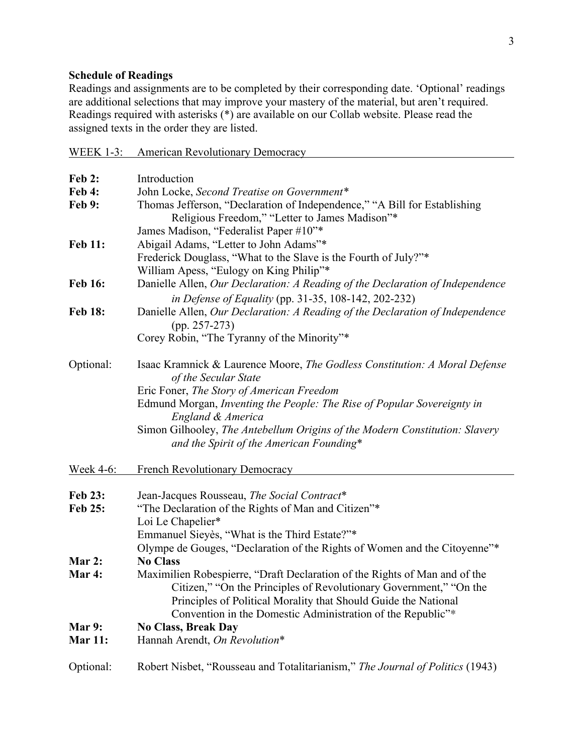### Schedule of Readings

Readings and assignments are to be completed by their corresponding date. 'Optional' readings are additional selections that may improve your mastery of the material, but aren't required. Readings required with asterisks (*) are available on our Collab website. Please read the assigned texts in the order they are listed.

#### WEEK 1-3: American Revolutionary Democracy

**Feb 2:** Introduction

**Feb 4:** John Locke, *Second Treatise on Government**

**Feb 9:** Thomas Jefferson, "Declaration of Independence," "A Bill for Establishing Religious Freedom," "Letter to James Madison"*
James Madison, "Federalist Paper #10"*

**Feb 11:** Abigail Adams, "Letter to John Adams"*
Frederick Douglass, "What to the Slave is the Fourth of July?"*
William Apess, "Eulogy on King Philip"*

**Feb 16:** Danielle Allen, *Our Declaration: A Reading of the Declaration of Independence in Defense of Equality* (pp. 31-35, 108-142, 202-232)

**Feb 18:** Danielle Allen, *Our Declaration: A Reading of the Declaration of Independence* (pp. 257-273)
Corey Robin, "The Tyranny of the Minority"*

Optional: Isaac Kramnick & Laurence Moore, *The Godless Constitution: A Moral Defense of the Secular State*
Eric Foner, *The Story of American Freedom*
Edmund Morgan, *Inventing the People: The Rise of Popular Sovereignty in England & America*
Simon Gilhooley, *The Antebellum Origins of the Modern Constitution: Slavery and the Spirit of the American Founding**

#### Week 4-6: French Revolutionary Democracy

**Feb 23:** Jean-Jacques Rousseau, *The Social Contract**

**Feb 25:** "The Declaration of the Rights of Man and Citizen"*
Loi Le Chapelier*
Emmanuel Sieyès, "What is the Third Estate?"*
Olympe de Gouges, "Declaration of the Rights of Women and the Citoyenne"*

**Mar 2:** **No Class**

**Mar 4:** Maximilien Robespierre, "Draft Declaration of the Rights of Man and of the Citizen," "On the Principles of Revolutionary Government," "On the Principles of Political Morality that Should Guide the National Convention in the Domestic Administration of the Republic"*

**Mar 9:** **No Class, Break Day**

**Mar 11:** Hannah Arendt, *On Revolution**

Optional: Robert Nisbet, "Rousseau and Totalitarianism," *The Journal of Politics* (1943)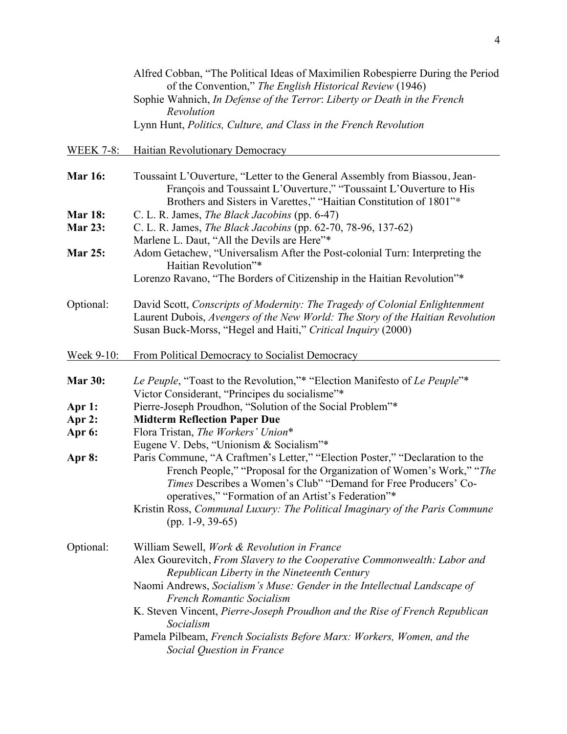Alfred Cobban, "The Political Ideas of Maximilien Robespierre During the Period of the Convention," *The English Historical Review* (1946)
Sophie Wahnich, *In Defense of the Terror*: *Liberty or Death in the French Revolution*
Lynn Hunt, *Politics, Culture, and Class in the French Revolution*

WEEK 7-8: Haitian Revolutionary Democracy

**Mar 16:** Toussaint L'Ouverture, "Letter to the General Assembly from Biassou, Jean-François and Toussaint L'Ouverture," "Toussaint L'Ouverture to His Brothers and Sisters in Varettes," "Haitian Constitution of 1801"*

**Mar 18:** C. L. R. James, *The Black Jacobins* (pp. 6-47)

**Mar 23:** C. L. R. James, *The Black Jacobins* (pp. 62-70, 78-96, 137-62)
Marlene L. Daut, "All the Devils are Here"*

**Mar 25:** Adom Getachew, "Universalism After the Post-colonial Turn: Interpreting the Haitian Revolution"*
Lorenzo Ravano, "The Borders of Citizenship in the Haitian Revolution"*

Optional: David Scott, *Conscripts of Modernity: The Tragedy of Colonial Enlightenment*
Laurent Dubois, *Avengers of the New World: The Story of the Haitian Revolution*
Susan Buck-Morss, "Hegel and Haiti," *Critical Inquiry* (2000)

Week 9-10: From Political Democracy to Socialist Democracy

**Mar 30:** *Le Peuple*, "Toast to the Revolution,"* "Election Manifesto of *Le Peuple*"*
Victor Considerant, "Principes du socialisme"*

**Apr 1:** Pierre-Joseph Proudhon, "Solution of the Social Problem"*

**Apr 2:** **Midterm Reflection Paper Due**

**Apr 6:** Flora Tristan, *The Workers' Union**
Eugene V. Debs, "Unionism & Socialism"*

**Apr 8:** Paris Commune, "A Craftmen's Letter," "Election Poster," "Declaration to the French People," "Proposal for the Organization of Women's Work," "*The Times* Describes a Women's Club" "Demand for Free Producers' Co-operatives," "Formation of an Artist's Federation"*
Kristin Ross, *Communal Luxury: The Political Imaginary of the Paris Commune* (pp. 1-9, 39-65)

Optional: William Sewell, *Work & Revolution in France*
Alex Gourevitch, *From Slavery to the Cooperative Commonwealth: Labor and Republican Liberty in the Nineteenth Century*
Naomi Andrews, *Socialism's Muse: Gender in the Intellectual Landscape of French Romantic Socialism*
K. Steven Vincent, *Pierre-Joseph Proudhon and the Rise of French Republican Socialism*
Pamela Pilbeam, *French Socialists Before Marx: Workers, Women, and the Social Question in France*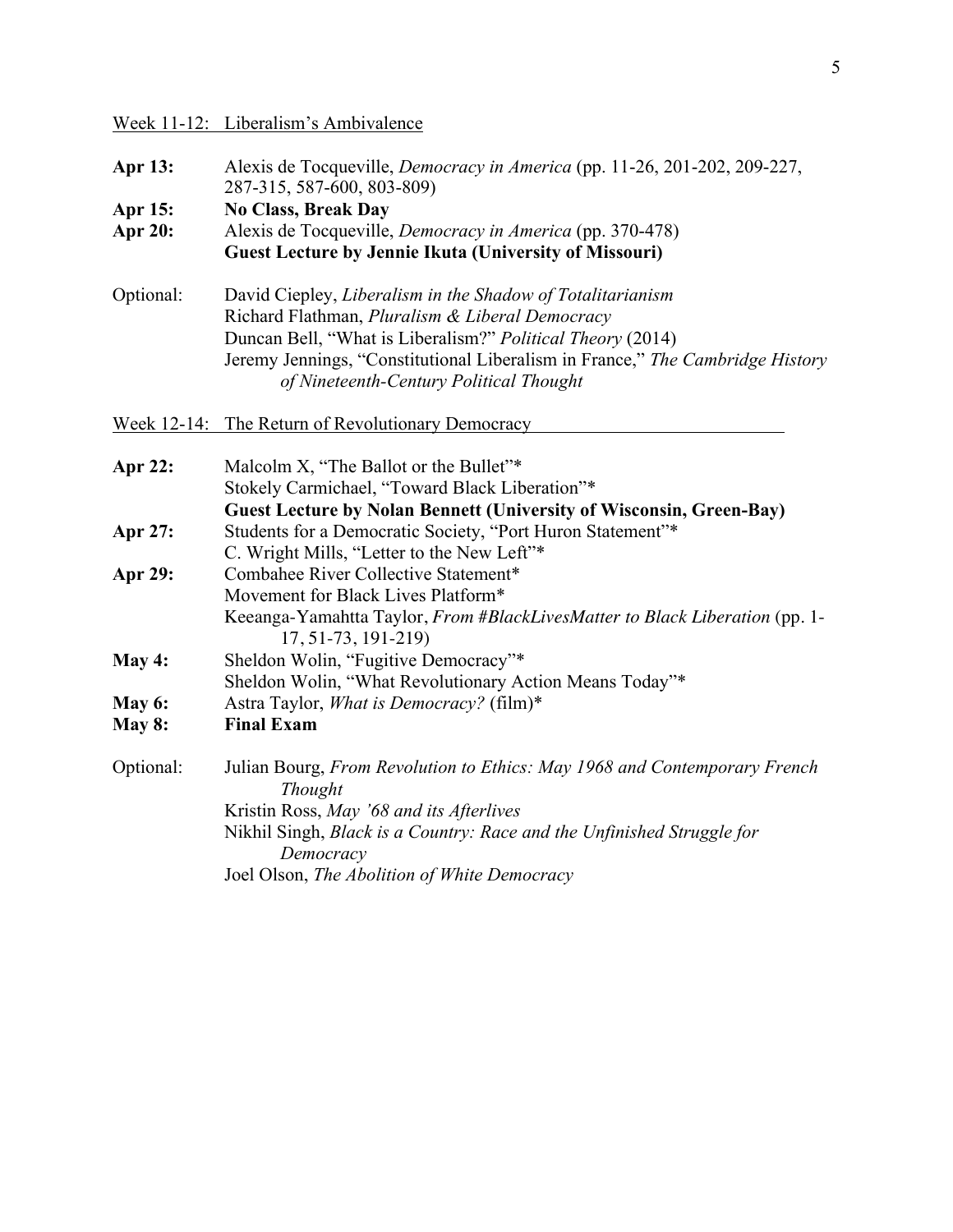Week 11-12: Liberalism's Ambivalence

**Apr 13:** Alexis de Tocqueville, *Democracy in America* (pp. 11-26, 201-202, 209-227, 287-315, 587-600, 803-809)

**Apr 15:** **No Class, Break Day**

**Apr 20:** Alexis de Tocqueville, *Democracy in America* (pp. 370-478)
**Guest Lecture by Jennie Ikuta (University of Missouri)**

Optional: David Ciepley, *Liberalism in the Shadow of Totalitarianism*
Richard Flathman, *Pluralism & Liberal Democracy*
Duncan Bell, "What is Liberalism?" *Political Theory* (2014)
Jeremy Jennings, "Constitutional Liberalism in France," *The Cambridge History of Nineteenth-Century Political Thought*

Week 12-14: The Return of Revolutionary Democracy

**Apr 22:** Malcolm X, "The Ballot or the Bullet"*
Stokely Carmichael, "Toward Black Liberation"*
**Guest Lecture by Nolan Bennett (University of Wisconsin, Green-Bay)**

**Apr 27:** Students for a Democratic Society, "Port Huron Statement"*
C. Wright Mills, "Letter to the New Left"*

**Apr 29:** Combahee River Collective Statement*
Movement for Black Lives Platform*
Keeanga-Yamahtta Taylor, *From #BlackLivesMatter to Black Liberation* (pp. 1-17, 51-73, 191-219)

**May 4:** Sheldon Wolin, "Fugitive Democracy"*
Sheldon Wolin, "What Revolutionary Action Means Today"*

**May 6:** Astra Taylor, *What is Democracy?* (film)*

**May 8:** **Final Exam**

Optional: Julian Bourg, *From Revolution to Ethics: May 1968 and Contemporary French Thought*
Kristin Ross, *May '68 and its Afterlives*
Nikhil Singh, *Black is a Country: Race and the Unfinished Struggle for Democracy*
Joel Olson, *The Abolition of White Democracy*